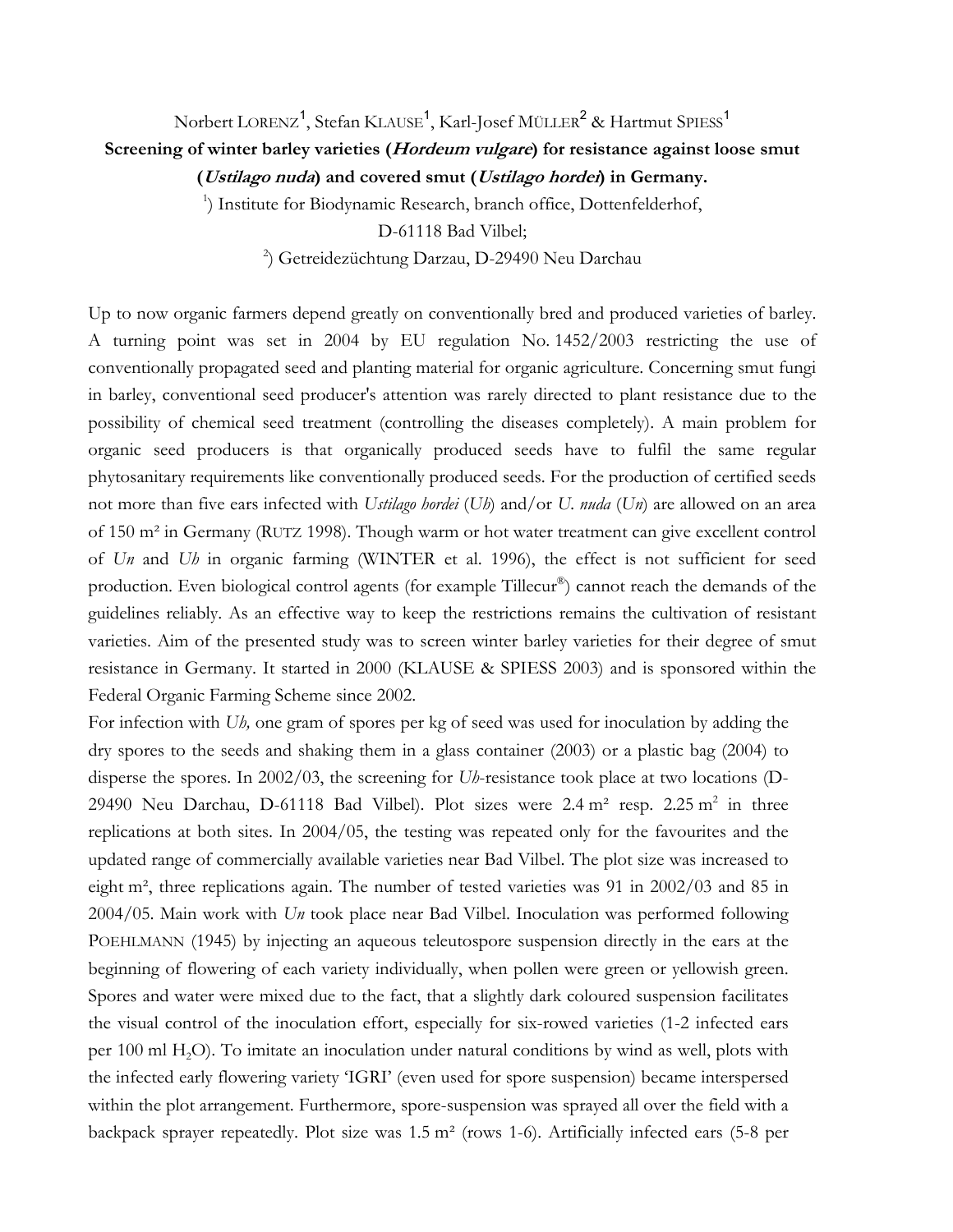Norbert LORENZ[1], Stefan KLAUSE[1], Karl-Josef MÜLLER[2] & Hartmut SPIESS[1]

**Screening of winter barley varieties (*Hordeum vulgare*) for resistance against loose smut (*Ustilago nuda*) and covered smut (*Ustilago hordei*) in Germany.**

[1]) Institute for Biodynamic Research, branch office, Dottenfelderhof, D-61118 Bad Vilbel;

[2]) Getreidezüchtung Darzau, D-29490 Neu Darchau

Up to now organic farmers depend greatly on conventionally bred and produced varieties of barley. A turning point was set in 2004 by EU regulation No. 1452/2003 restricting the use of conventionally propagated seed and planting material for organic agriculture. Concerning smut fungi in barley, conventional seed producer's attention was rarely directed to plant resistance due to the possibility of chemical seed treatment (controlling the diseases completely). A main problem for organic seed producers is that organically produced seeds have to fulfil the same regular phytosanitary requirements like conventionally produced seeds. For the production of certified seeds not more than five ears infected with *Ustilago hordei* (*Uh*) and/or *U. nuda* (*Un*) are allowed on an area of 150 m² in Germany (RUTZ 1998). Though warm or hot water treatment can give excellent control of *Un* and *Uh* in organic farming (WINTER et al. 1996), the effect is not sufficient for seed production. Even biological control agents (for example Tillecur®) cannot reach the demands of the guidelines reliably. As an effective way to keep the restrictions remains the cultivation of resistant varieties. Aim of the presented study was to screen winter barley varieties for their degree of smut resistance in Germany. It started in 2000 (KLAUSE & SPIESS 2003) and is sponsored within the Federal Organic Farming Scheme since 2002.

For infection with *Uh,* one gram of spores per kg of seed was used for inoculation by adding the dry spores to the seeds and shaking them in a glass container (2003) or a plastic bag (2004) to disperse the spores. In 2002/03, the screening for *Uh*-resistance took place at two locations (D-29490 Neu Darchau, D-61118 Bad Vilbel). Plot sizes were 2.4 m² resp. 2.25 m² in three replications at both sites. In 2004/05, the testing was repeated only for the favourites and the updated range of commercially available varieties near Bad Vilbel. The plot size was increased to eight m², three replications again. The number of tested varieties was 91 in 2002/03 and 85 in 2004/05. Main work with *Un* took place near Bad Vilbel. Inoculation was performed following POEHLMANN (1945) by injecting an aqueous teleutospore suspension directly in the ears at the beginning of flowering of each variety individually, when pollen were green or yellowish green. Spores and water were mixed due to the fact, that a slightly dark coloured suspension facilitates the visual control of the inoculation effort, especially for six-rowed varieties (1-2 infected ears per 100 ml $H_2O$). To imitate an inoculation under natural conditions by wind as well, plots with the infected early flowering variety 'IGRI' (even used for spore suspension) became interspersed within the plot arrangement. Furthermore, spore-suspension was sprayed all over the field with a backpack sprayer repeatedly. Plot size was 1.5 m² (rows 1-6). Artificially infected ears (5-8 per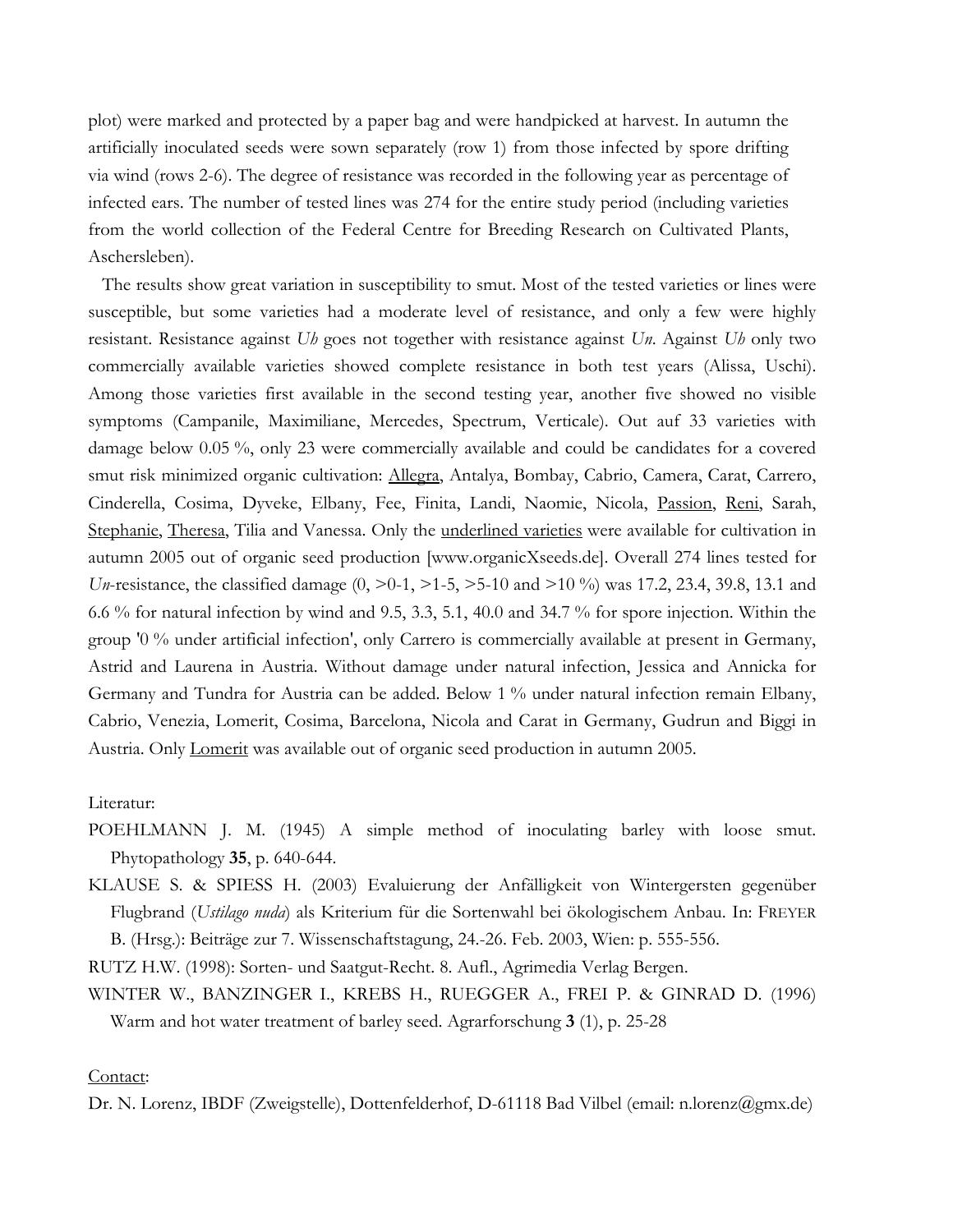plot) were marked and protected by a paper bag and were handpicked at harvest. In autumn the artificially inoculated seeds were sown separately (row 1) from those infected by spore drifting via wind (rows 2-6). The degree of resistance was recorded in the following year as percentage of infected ears. The number of tested lines was 274 for the entire study period (including varieties from the world collection of the Federal Centre for Breeding Research on Cultivated Plants, Aschersleben).

The results show great variation in susceptibility to smut. Most of the tested varieties or lines were susceptible, but some varieties had a moderate level of resistance, and only a few were highly resistant. Resistance against *Uh* goes not together with resistance against *Un*. Against *Uh* only two commercially available varieties showed complete resistance in both test years (Alissa, Uschi). Among those varieties first available in the second testing year, another five showed no visible symptoms (Campanile, Maximiliane, Mercedes, Spectrum, Verticale). Out auf 33 varieties with damage below 0.05 %, only 23 were commercially available and could be candidates for a covered smut risk minimized organic cultivation: <u>Allegra</u>, Antalya, Bombay, Cabrio, Camera, Carat, Carrero, Cinderella, Cosima, Dyveke, Elbany, Fee, Finita, Landi, Naomie, Nicola, <u>Passion</u>, <u>Reni</u>, Sarah, <u>Stephanie</u>, <u>Theresa</u>, Tilia and Vanessa. Only the <u>underlined varieties</u> were available for cultivation in autumn 2005 out of organic seed production [www.organicXseeds.de]. Overall 274 lines tested for *Un*-resistance, the classified damage (0, >0-1, >1-5, >5-10 and >10 %) was 17.2, 23.4, 39.8, 13.1 and 6.6 % for natural infection by wind and 9.5, 3.3, 5.1, 40.0 and 34.7 % for spore injection. Within the group '0 % under artificial infection', only Carrero is commercially available at present in Germany, Astrid and Laurena in Austria. Without damage under natural infection, Jessica and Annicka for Germany and Tundra for Austria can be added. Below 1 % under natural infection remain Elbany, Cabrio, Venezia, Lomerit, Cosima, Barcelona, Nicola and Carat in Germany, Gudrun and Biggi in Austria. Only <u>Lomerit</u> was available out of organic seed production in autumn 2005.

Literatur:

POEHLMANN J. M. (1945) A simple method of inoculating barley with loose smut. Phytopathology **35**, p. 640-644.

KLAUSE S. & SPIESS H. (2003) Evaluierung der Anfälligkeit von Wintergersten gegenüber Flugbrand (*Ustilago nuda*) als Kriterium für die Sortenwahl bei ökologischem Anbau. In: FREYER B. (Hrsg.): Beiträge zur 7. Wissenschaftstagung, 24.-26. Feb. 2003, Wien: p. 555-556.

RUTZ H.W. (1998): Sorten- und Saatgut-Recht. 8. Aufl., Agrimedia Verlag Bergen.

WINTER W., BANZINGER I., KREBS H., RUEGGER A., FREI P. & GINRAD D. (1996) Warm and hot water treatment of barley seed. Agrarforschung **3** (1), p. 25-28

<u>Contact</u>:

Dr. N. Lorenz, IBDF (Zweigstelle), Dottenfelderhof, D-61118 Bad Vilbel (email: n.lorenz@gmx.de)